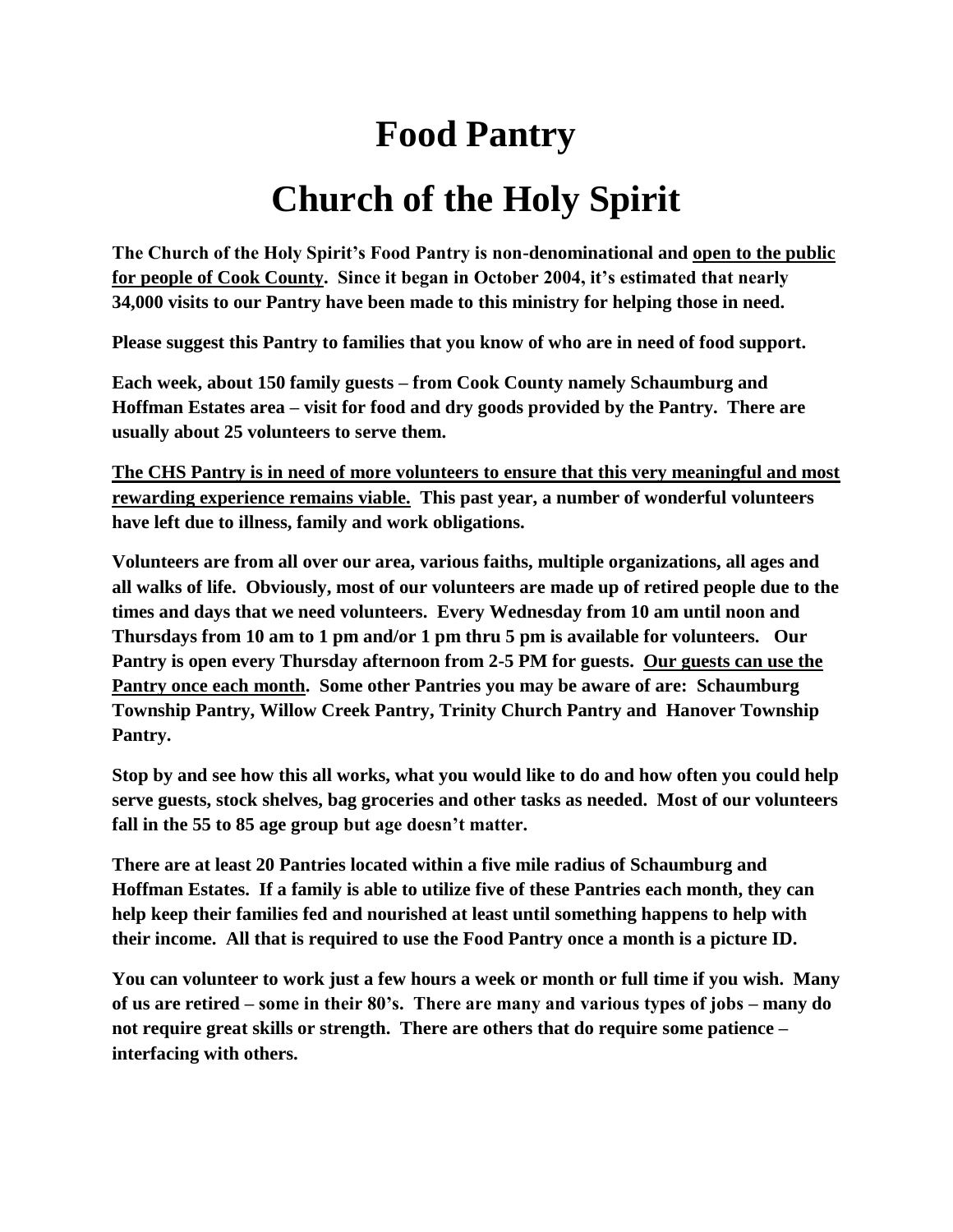# Food Pantry

# Church of the Holy Spirit

**The Church of the Holy Spirit's Food Pantry is non-denominational and open to the public for people of Cook County. Since it began in October 2004, it's estimated that nearly 34,000 visits to our Pantry have been made to this ministry for helping those in need.**

**Please suggest this Pantry to families that you know of who are in need of food support.**

**Each week, about 150 family guests – from Cook County namely Schaumburg and Hoffman Estates area – visit for food and dry goods provided by the Pantry. There are usually about 25 volunteers to serve them.**

**The CHS Pantry is in need of more volunteers to ensure that this very meaningful and most rewarding experience remains viable. This past year, a number of wonderful volunteers have left due to illness, family and work obligations.**

**Volunteers are from all over our area, various faiths, multiple organizations, all ages and all walks of life. Obviously, most of our volunteers are made up of retired people due to the times and days that we need volunteers. Every Wednesday from 10 am until noon and Thursdays from 10 am to 1 pm and/or 1 pm thru 5 pm is available for volunteers. Our Pantry is open every Thursday afternoon from 2-5 PM for guests. Our guests can use the Pantry once each month. Some other Pantries you may be aware of are: Schaumburg Township Pantry, Willow Creek Pantry, Trinity Church Pantry and Hanover Township Pantry.**

**Stop by and see how this all works, what you would like to do and how often you could help serve guests, stock shelves, bag groceries and other tasks as needed. Most of our volunteers fall in the 55 to 85 age group but age doesn't matter.**

**There are at least 20 Pantries located within a five mile radius of Schaumburg and Hoffman Estates. If a family is able to utilize five of these Pantries each month, they can help keep their families fed and nourished at least until something happens to help with their income. All that is required to use the Food Pantry once a month is a picture ID.**

**You can volunteer to work just a few hours a week or month or full time if you wish. Many of us are retired – some in their 80's. There are many and various types of jobs – many do not require great skills or strength. There are others that do require some patience – interfacing with others.**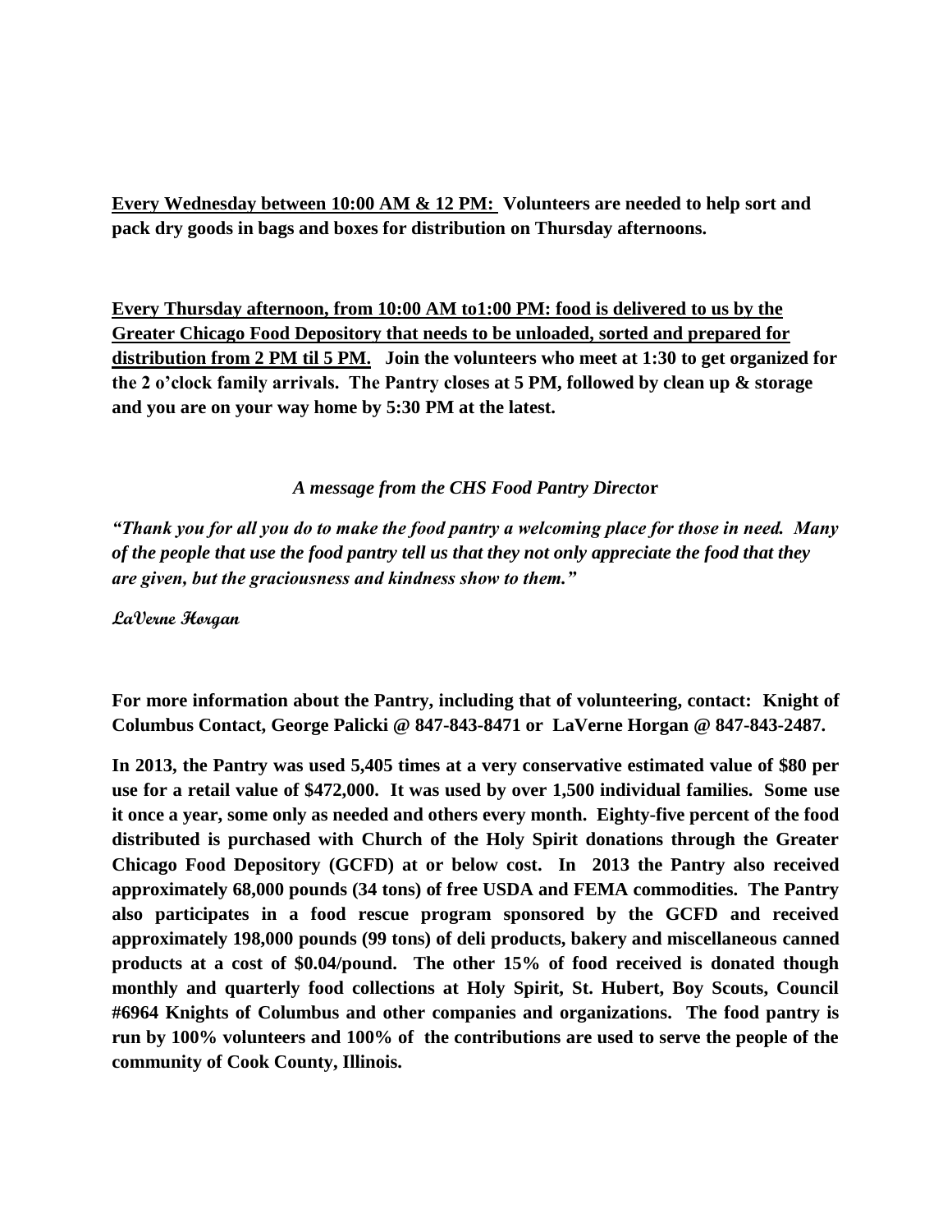**<u>Every Wednesday between 10:00 AM & 12 PM:</u> Volunteers are needed to help sort and pack dry goods in bags and boxes for distribution on Thursday afternoons.**

**<u>Every Thursday afternoon, from 10:00 AM to1:00 PM: food is delivered to us by the Greater Chicago Food Depository that needs to be unloaded, sorted and prepared for distribution from 2 PM til 5 PM.</u> Join the volunteers who meet at 1:30 to get organized for the 2 o'clock family arrivals. The Pantry closes at 5 PM, followed by clean up & storage and you are on your way home by 5:30 PM at the latest.**

***A message from the CHS Food Pantry Director***

***"Thank you for all you do to make the food pantry a welcoming place for those in need. Many of the people that use the food pantry tell us that they not only appreciate the food that they are given, but the graciousness and kindness show to them."***

**LaVerne Horgan**

**For more information about the Pantry, including that of volunteering, contact: Knight of Columbus Contact, George Palicki @ 847-843-8471 or LaVerne Horgan @ 847-843-2487.**

**In 2013, the Pantry was used 5,405 times at a very conservative estimated value of $80 per use for a retail value of $472,000. It was used by over 1,500 individual families. Some use it once a year, some only as needed and others every month. Eighty-five percent of the food distributed is purchased with Church of the Holy Spirit donations through the Greater Chicago Food Depository (GCFD) at or below cost. In 2013 the Pantry also received approximately 68,000 pounds (34 tons) of free USDA and FEMA commodities. The Pantry also participates in a food rescue program sponsored by the GCFD and received approximately 198,000 pounds (99 tons) of deli products, bakery and miscellaneous canned products at a cost of $0.04/pound. The other 15% of food received is donated though monthly and quarterly food collections at Holy Spirit, St. Hubert, Boy Scouts, Council #6964 Knights of Columbus and other companies and organizations. The food pantry is run by 100% volunteers and 100% of the contributions are used to serve the people of the community of Cook County, Illinois.**